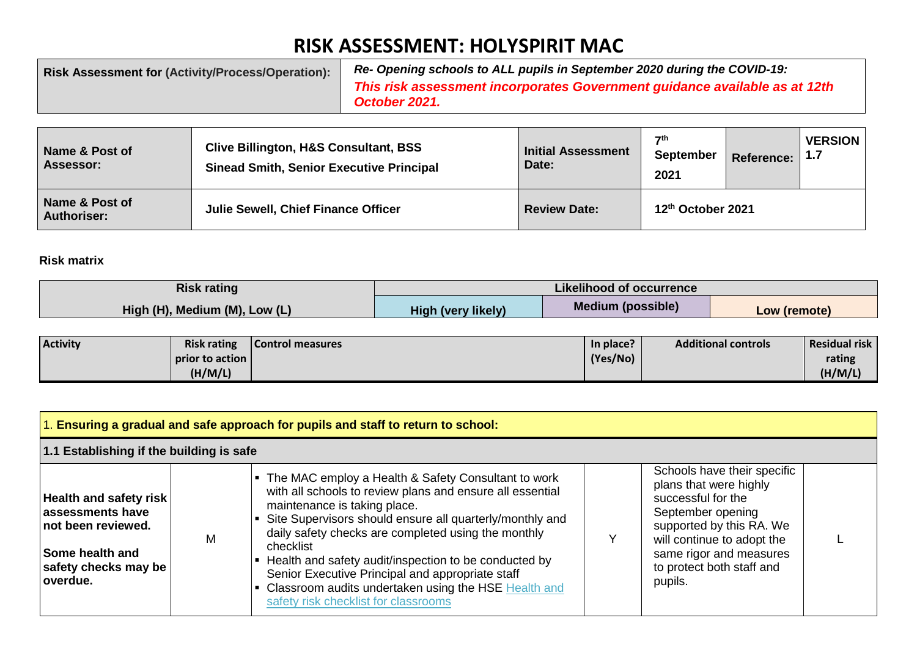# RISK ASSESSMENT: HOLYSPIRIT MAC

| Risk Assessment for (Activity/Process/Operation): | *Re- Opening schools to ALL pupils in September 2020 during the COVID-19:* ***This risk assessment incorporates Government guidance available as at 12th October 2021.*** |
|---|---|

| **Name & Post of Assessor:** | **Clive Billington, H&S Consultant, BSS**<br>**Sinead Smith, Senior Executive Principal** | **Initial Assessment Date:** | **7th September 2021** | **Reference:** | **VERSION 1.7** |
|---|---|---|---|---|---|
| **Name & Post of Authoriser:** | **Julie Sewell, Chief Finance Officer** | **Review Date:** | **12th October 2021** | | |

**Risk matrix**

| Risk rating | Likelihood of occurrence | | |
|---|---|---|---|
| High (H), Medium (M), Low (L) | High (very likely) | Medium (possible) | Low (remote) |

| Activity | Risk rating prior to action (H/M/L) | Control measures | In place? (Yes/No) | Additional controls | Residual risk rating (H/M/L) |
|---|---|---|---|---|---|
| **1. Ensuring a gradual and safe approach for pupils and staff to return to school:** | | | | | |
| **1.1 Establishing if the building is safe** | | | | | |
| **Health and safety risk assessments have not been reviewed.**<br><br>**Some health and safety checks may be overdue.** | M | ▪ The MAC employ a Health & Safety Consultant to work with all schools to review plans and ensure all essential maintenance is taking place.<br>▪ Site Supervisors should ensure all quarterly/monthly and daily safety checks are completed using the monthly checklist<br>▪ Health and safety audit/inspection to be conducted by Senior Executive Principal and appropriate staff<br>▪ Classroom audits undertaken using the HSE Health and safety risk checklist for classrooms | Y | Schools have their specific plans that were highly successful for the September opening supported by this RA. We will continue to adopt the same rigor and measures to protect both staff and pupils. | L |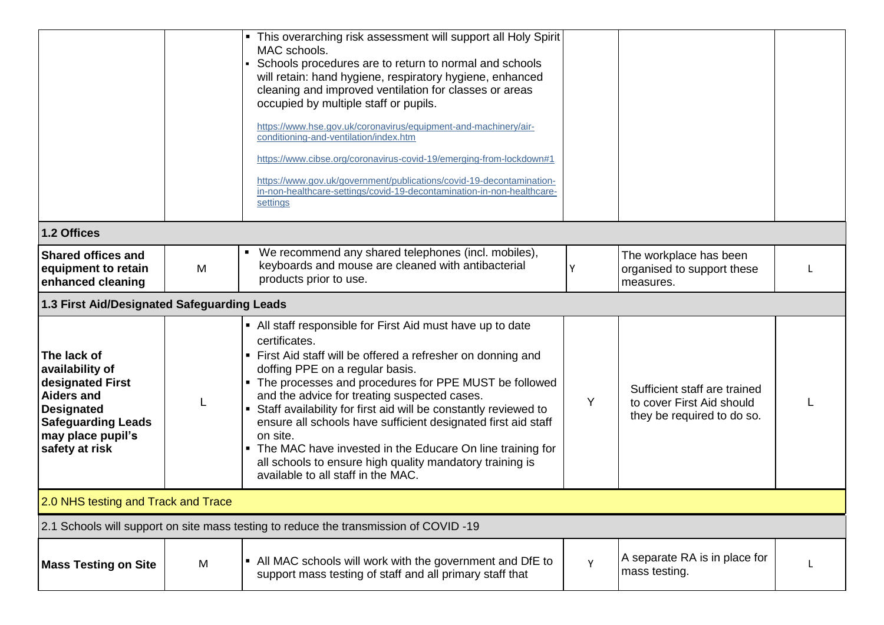| | | | | | |
|---|---|---|---|---|---|
| | | ▪ This overarching risk assessment will support all Holy Spirit MAC schools.<br>▪ Schools procedures are to return to normal and schools will retain: hand hygiene, respiratory hygiene, enhanced cleaning and improved ventilation for classes or areas occupied by multiple staff or pupils.<br>https://www.hse.gov.uk/coronavirus/equipment-and-machinery/air-conditioning-and-ventilation/index.htm<br>https://www.cibse.org/coronavirus-covid-19/emerging-from-lockdown#1<br>https://www.gov.uk/government/publications/covid-19-decontamination-in-non-healthcare-settings/covid-19-decontamination-in-non-healthcare-settings | | | |
| **1.2 Offices** | | | | | |
| **Shared offices and equipment to retain enhanced cleaning** | M | ▪ We recommend any shared telephones (incl. mobiles), keyboards and mouse are cleaned with antibacterial products prior to use. | Y | The workplace has been organised to support these measures. | L |
| **1.3 First Aid/Designated Safeguarding Leads** | | | | | |
| **The lack of availability of designated First Aiders and Designated Safeguarding Leads may place pupil's safety at risk** | L | ▪ All staff responsible for First Aid must have up to date certificates.<br>▪ First Aid staff will be offered a refresher on donning and doffing PPE on a regular basis.<br>▪ The processes and procedures for PPE MUST be followed and the advice for treating suspected cases.<br>▪ Staff availability for first aid will be constantly reviewed to ensure all schools have sufficient designated first aid staff on site.<br>▪ The MAC have invested in the Educare On line training for all schools to ensure high quality mandatory training is available to all staff in the MAC. | Y | Sufficient staff are trained to cover First Aid should they be required to do so. | L |
| 2.0 NHS testing and Track and Trace | | | | | |
| 2.1 Schools will support on site mass testing to reduce the transmission of COVID -19 | | | | | |
| **Mass Testing on Site** | M | ▪ All MAC schools will work with the government and DfE to support mass testing of staff and all primary staff that | Y | A separate RA is in place for mass testing. | L |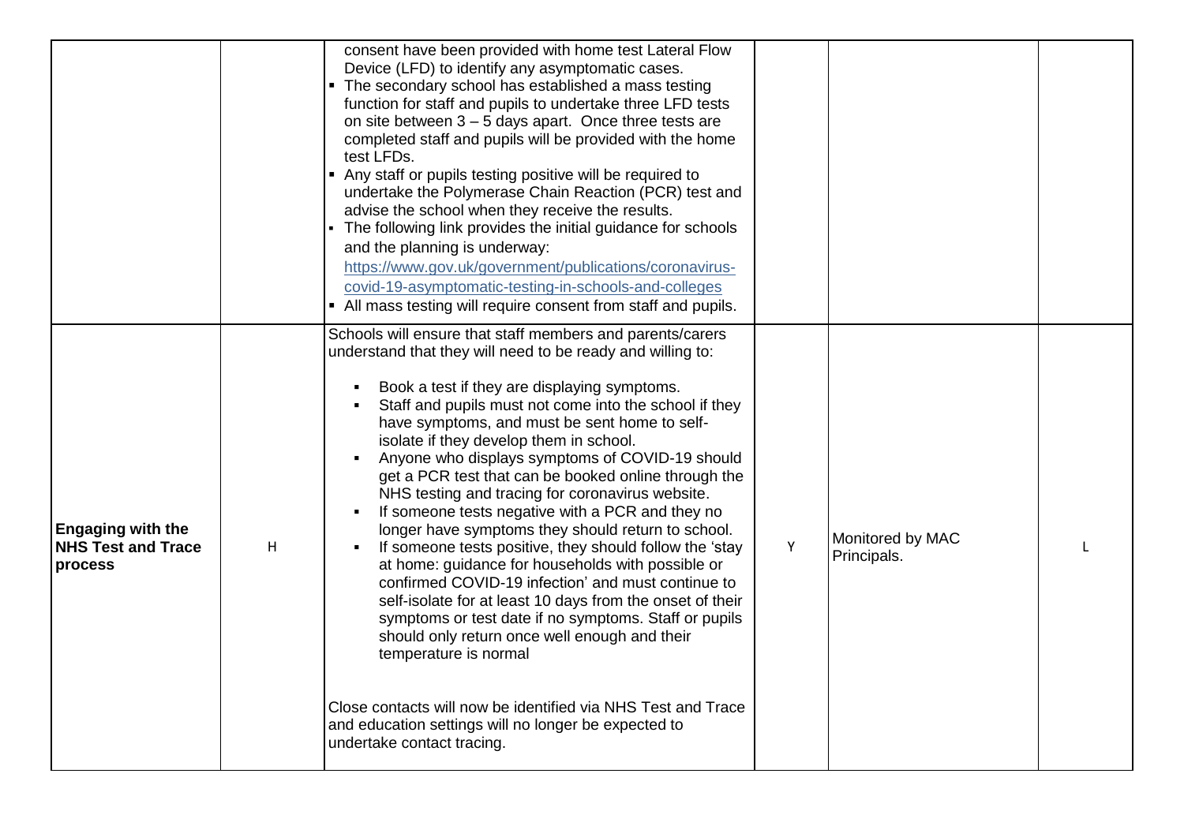| | | | | | |
|---|---|---|---|---|---|
| | | consent have been provided with home test Lateral Flow Device (LFD) to identify any asymptomatic cases.<br>▪ The secondary school has established a mass testing function for staff and pupils to undertake three LFD tests on site between 3 – 5 days apart. Once three tests are completed staff and pupils will be provided with the home test LFDs.<br>▪ Any staff or pupils testing positive will be required to undertake the Polymerase Chain Reaction (PCR) test and advise the school when they receive the results.<br>▪ The following link provides the initial guidance for schools and the planning is underway: [https://www.gov.uk/government/publications/coronavirus-covid-19-asymptomatic-testing-in-schools-and-colleges](https://www.gov.uk/government/publications/coronavirus-covid-19-asymptomatic-testing-in-schools-and-colleges)<br>▪ All mass testing will require consent from staff and pupils. | | | |
| **Engaging with the NHS Test and Trace process** | H | Schools will ensure that staff members and parents/carers understand that they will need to be ready and willing to:<br>▪ Book a test if they are displaying symptoms.<br>▪ Staff and pupils must not come into the school if they have symptoms, and must be sent home to self-isolate if they develop them in school.<br>▪ Anyone who displays symptoms of COVID-19 should get a PCR test that can be booked online through the NHS testing and tracing for coronavirus website.<br>▪ If someone tests negative with a PCR and they no longer have symptoms they should return to school.<br>▪ If someone tests positive, they should follow the 'stay at home: guidance for households with possible or confirmed COVID-19 infection' and must continue to self-isolate for at least 10 days from the onset of their symptoms or test date if no symptoms. Staff or pupils should only return once well enough and their temperature is normal<br><br>Close contacts will now be identified via NHS Test and Trace and education settings will no longer be expected to undertake contact tracing. | Y | Monitored by MAC Principals. | L |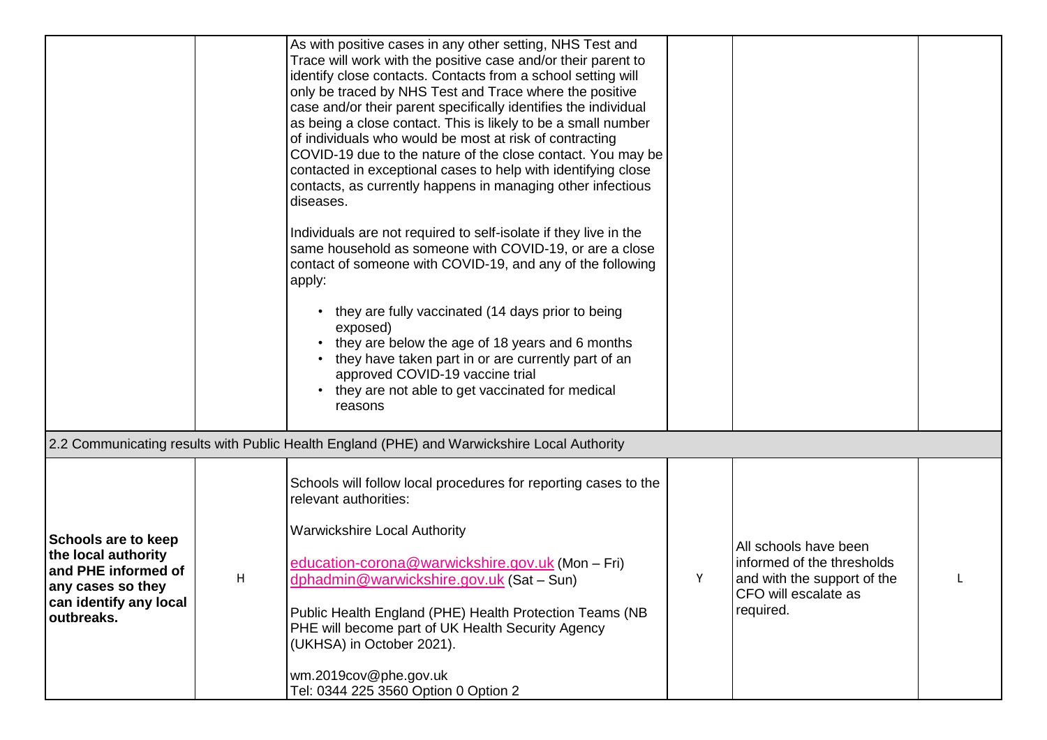| | | | | | |
|---|---|---|---|---|---|
| | | As with positive cases in any other setting, NHS Test and Trace will work with the positive case and/or their parent to identify close contacts. Contacts from a school setting will only be traced by NHS Test and Trace where the positive case and/or their parent specifically identifies the individual as being a close contact. This is likely to be a small number of individuals who would be most at risk of contracting COVID-19 due to the nature of the close contact. You may be contacted in exceptional cases to help with identifying close contacts, as currently happens in managing other infectious diseases.<br><br>Individuals are not required to self-isolate if they live in the same household as someone with COVID-19, or are a close contact of someone with COVID-19, and any of the following apply:<br><br>• they are fully vaccinated (14 days prior to being exposed)<br>• they are below the age of 18 years and 6 months<br>• they have taken part in or are currently part of an approved COVID-19 vaccine trial<br>• they are not able to get vaccinated for medical reasons | | | |
| 2.2 Communicating results with Public Health England (PHE) and Warwickshire Local Authority | | | | | |
| **Schools are to keep the local authority and PHE informed of any cases so they can identify any local outbreaks.** | H | Schools will follow local procedures for reporting cases to the relevant authorities:<br><br>Warwickshire Local Authority<br><br>education-corona@warwickshire.gov.uk (Mon – Fri)<br>dphadmin@warwickshire.gov.uk (Sat – Sun)<br><br>Public Health England (PHE) Health Protection Teams (NB PHE will become part of UK Health Security Agency (UKHSA) in October 2021).<br><br>wm.2019cov@phe.gov.uk<br>Tel: 0344 225 3560 Option 0 Option 2 | Y | All schools have been informed of the thresholds and with the support of the CFO will escalate as required. | L |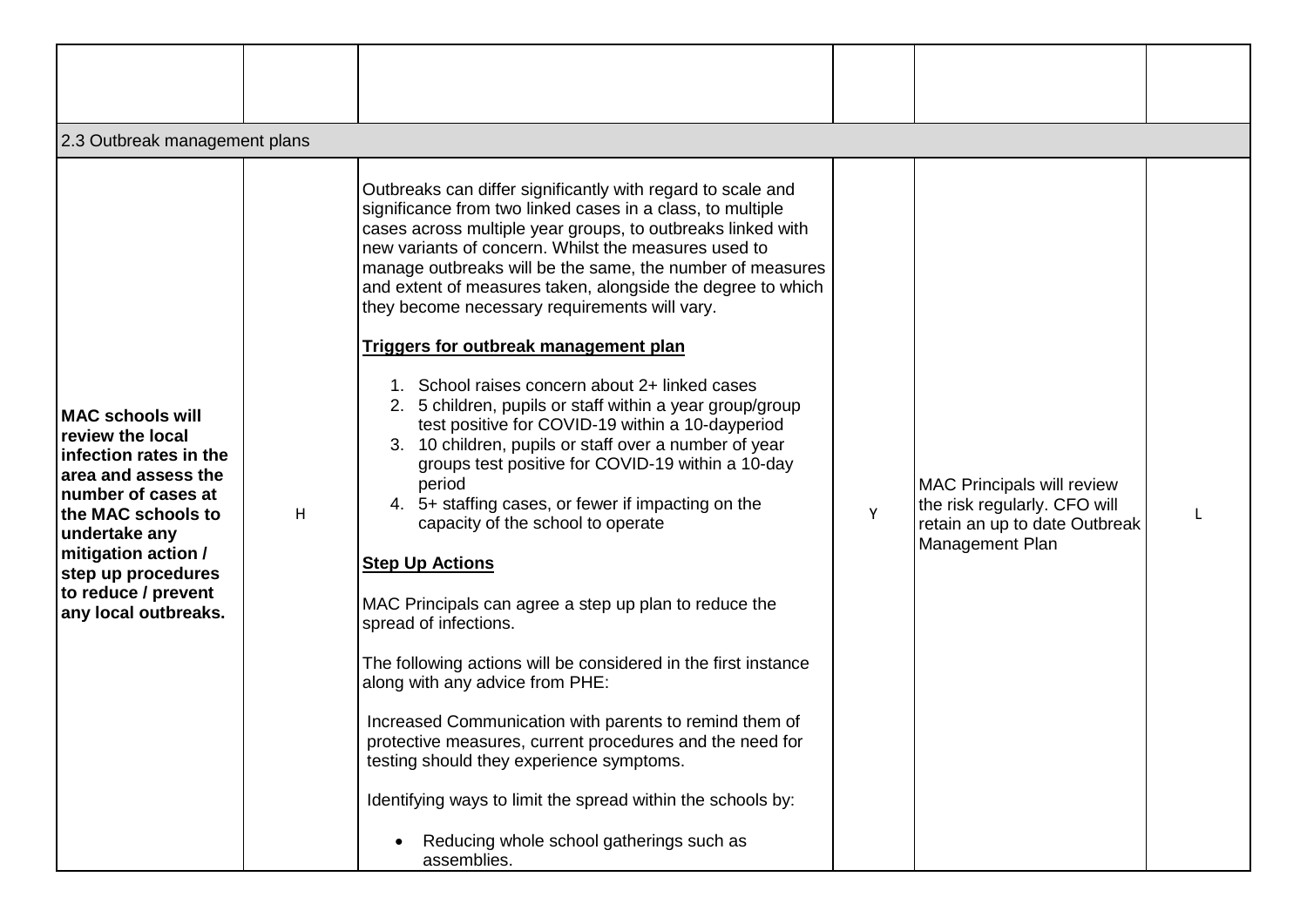| | | | | | |
|---|---|---|---|---|---|
| | | | | | |
| 2.3 Outbreak management plans | | | | | |
| **MAC schools will review the local infection rates in the area and assess the number of cases at the MAC schools to undertake any mitigation action / step up procedures to reduce / prevent any local outbreaks.** | H | Outbreaks can differ significantly with regard to scale and significance from two linked cases in a class, to multiple cases across multiple year groups, to outbreaks linked with new variants of concern. Whilst the measures used to manage outbreaks will be the same, the number of measures and extent of measures taken, alongside the degree to which they become necessary requirements will vary.<br><br>**<u>Triggers for outbreak management plan</u>**<br><br>1. School raises concern about 2+ linked cases<br>2. 5 children, pupils or staff within a year group/group test positive for COVID-19 within a 10-dayperiod<br>3. 10 children, pupils or staff over a number of year groups test positive for COVID-19 within a 10-day period<br>4. 5+ staffing cases, or fewer if impacting on the capacity of the school to operate<br><br>**<u>Step Up Actions</u>**<br><br>MAC Principals can agree a step up plan to reduce the spread of infections.<br><br>The following actions will be considered in the first instance along with any advice from PHE:<br><br>Increased Communication with parents to remind them of protective measures, current procedures and the need for testing should they experience symptoms.<br><br>Identifying ways to limit the spread within the schools by:<br><br>• Reducing whole school gatherings such as assemblies. | Y | MAC Principals will review the risk regularly. CFO will retain an up to date Outbreak Management Plan | L |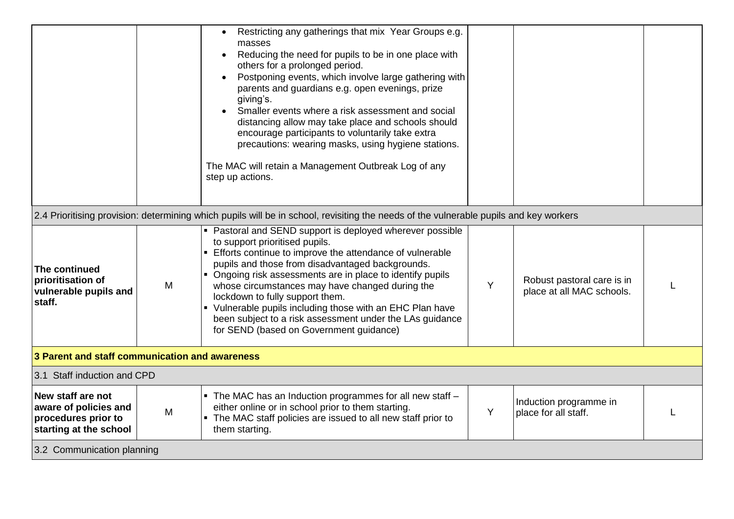| | | | | | |
|---|---|---|---|---|---|
| | | • Restricting any gatherings that mix Year Groups e.g. masses<br>• Reducing the need for pupils to be in one place with others for a prolonged period.<br>• Postponing events, which involve large gathering with parents and guardians e.g. open evenings, prize giving's.<br>• Smaller events where a risk assessment and social distancing allow may take place and schools should encourage participants to voluntarily take extra precautions: wearing masks, using hygiene stations.<br><br>The MAC will retain a Management Outbreak Log of any step up actions. | | | |
| 2.4 Prioritising provision: determining which pupils will be in school, revisiting the needs of the vulnerable pupils and key workers | | | | | |
| **The continued prioritisation of vulnerable pupils and staff.** | M | ▪ Pastoral and SEND support is deployed wherever possible to support prioritised pupils.<br>▪ Efforts continue to improve the attendance of vulnerable pupils and those from disadvantaged backgrounds.<br>▪ Ongoing risk assessments are in place to identify pupils whose circumstances may have changed during the lockdown to fully support them.<br>▪ Vulnerable pupils including those with an EHC Plan have been subject to a risk assessment under the LAs guidance for SEND (based on Government guidance) | Y | Robust pastoral care is in place at all MAC schools. | L |
| **3 Parent and staff communication and awareness** | | | | | |
| 3.1 Staff induction and CPD | | | | | |
| **New staff are not aware of policies and procedures prior to starting at the school** | M | ▪ The MAC has an Induction programmes for all new staff – either online or in school prior to them starting.<br>▪ The MAC staff policies are issued to all new staff prior to them starting. | Y | Induction programme in place for all staff. | L |
| 3.2 Communication planning | | | | | |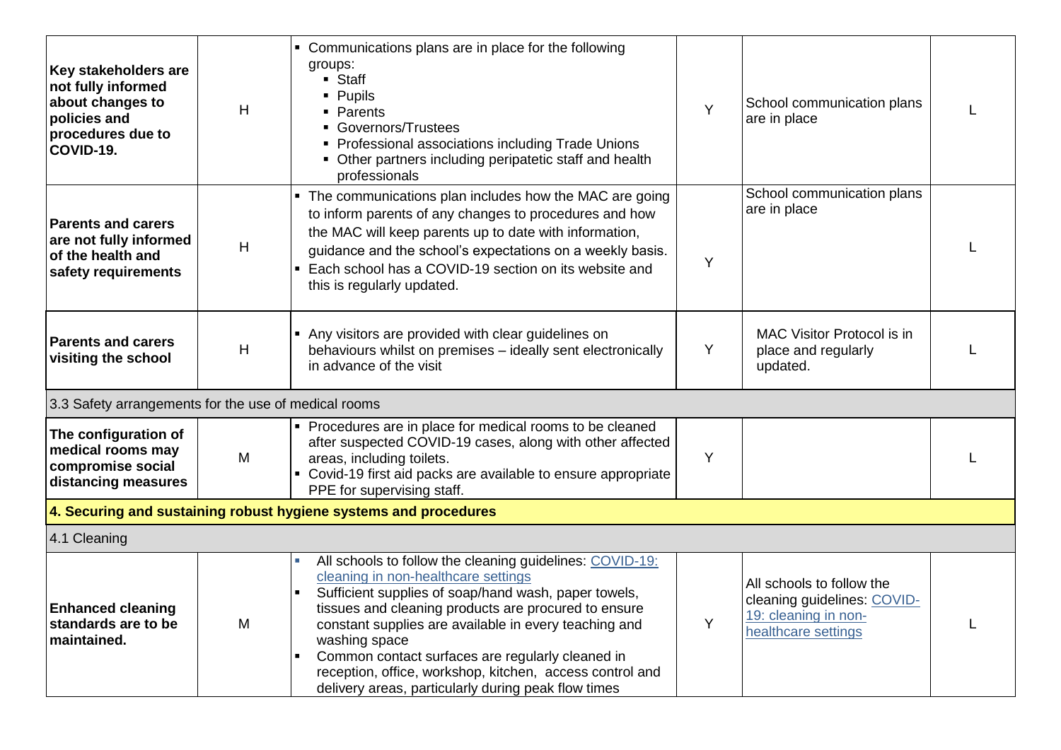| | | | | | |
|---|---|---|---|---|---|
| **Key stakeholders are not fully informed about changes to policies and procedures due to COVID-19.** | H | ▪ Communications plans are in place for the following groups:<br>▪ Staff<br>▪ Pupils<br>▪ Parents<br>▪ Governors/Trustees<br>▪ Professional associations including Trade Unions<br>▪ Other partners including peripatetic staff and health professionals | Y | School communication plans are in place | L |
| **Parents and carers are not fully informed of the health and safety requirements** | H | ▪ The communications plan includes how the MAC are going to inform parents of any changes to procedures and how the MAC will keep parents up to date with information, guidance and the school's expectations on a weekly basis.<br>▪ Each school has a COVID-19 section on its website and this is regularly updated. | Y | School communication plans are in place | L |
| **Parents and carers visiting the school** | H | ▪ Any visitors are provided with clear guidelines on behaviours whilst on premises – ideally sent electronically in advance of the visit | Y | MAC Visitor Protocol is in place and regularly updated. | L |
| 3.3 Safety arrangements for the use of medical rooms | | | | | |
| **The configuration of medical rooms may compromise social distancing measures** | M | ▪ Procedures are in place for medical rooms to be cleaned after suspected COVID-19 cases, along with other affected areas, including toilets.<br>▪ Covid-19 first aid packs are available to ensure appropriate PPE for supervising staff. | Y | | L |
| **4. Securing and sustaining robust hygiene systems and procedures** | | | | | |
| 4.1 Cleaning | | | | | |
| **Enhanced cleaning standards are to be maintained.** | M | ▪ All schools to follow the cleaning guidelines: [COVID-19: cleaning in non-healthcare settings]<br>▪ Sufficient supplies of soap/hand wash, paper towels, tissues and cleaning products are procured to ensure constant supplies are available in every teaching and washing space<br>▪ Common contact surfaces are regularly cleaned in reception, office, workshop, kitchen, access control and delivery areas, particularly during peak flow times | Y | All schools to follow the cleaning guidelines: [COVID-19: cleaning in non-healthcare settings] | L |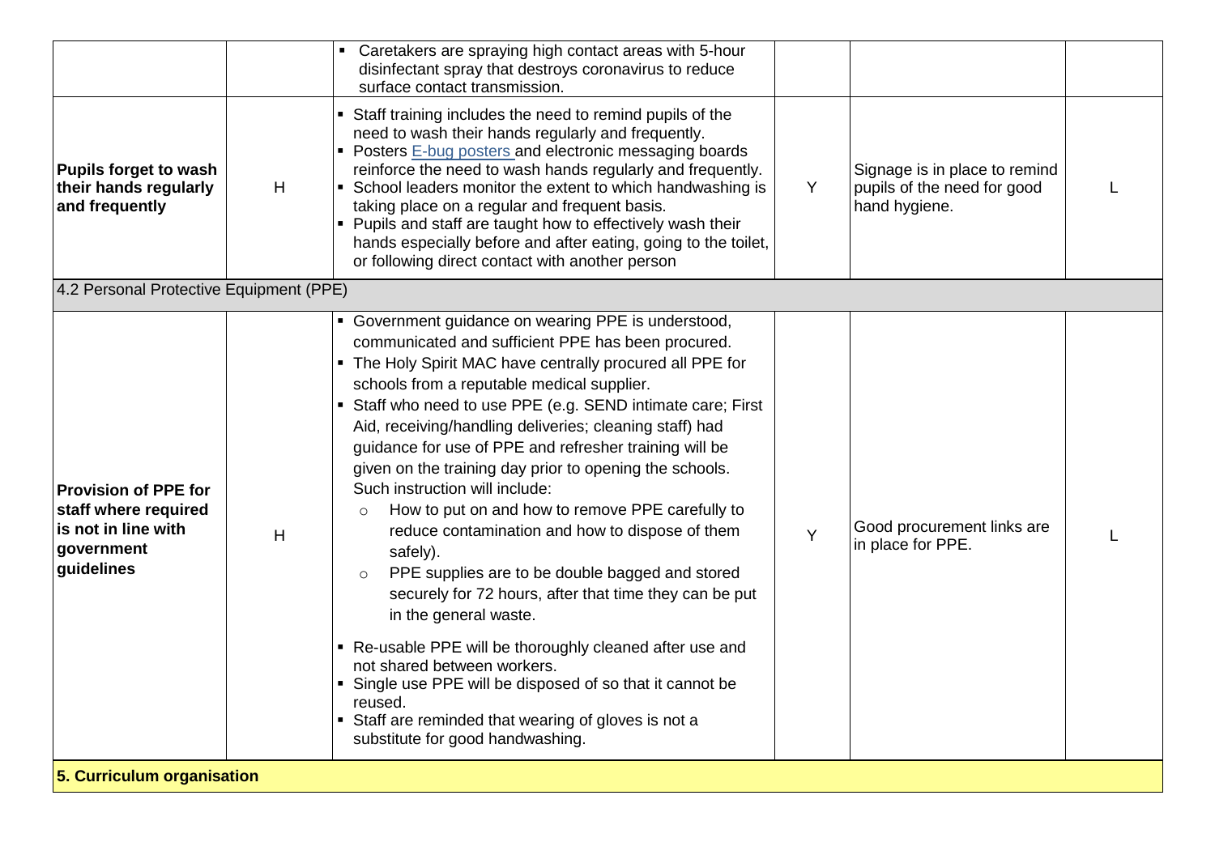| | | | | | |
|---|---|---|---|---|---|
| | | ▪ Caretakers are spraying high contact areas with 5-hour disinfectant spray that destroys coronavirus to reduce surface contact transmission. | | | |
| **Pupils forget to wash their hands regularly and frequently** | H | ▪ Staff training includes the need to remind pupils of the need to wash their hands regularly and frequently.<br>▪ Posters E-bug posters and electronic messaging boards reinforce the need to wash hands regularly and frequently.<br>▪ School leaders monitor the extent to which handwashing is taking place on a regular and frequent basis.<br>▪ Pupils and staff are taught how to effectively wash their hands especially before and after eating, going to the toilet, or following direct contact with another person | Y | Signage is in place to remind pupils of the need for good hand hygiene. | L |
| 4.2 Personal Protective Equipment (PPE) | | | | | |
| **Provision of PPE for staff where required is not in line with government guidelines** | H | ▪ Government guidance on wearing PPE is understood, communicated and sufficient PPE has been procured.<br>▪ The Holy Spirit MAC have centrally procured all PPE for schools from a reputable medical supplier.<br>▪ Staff who need to use PPE (e.g. SEND intimate care; First Aid, receiving/handling deliveries; cleaning staff) had guidance for use of PPE and refresher training will be given on the training day prior to opening the schools. Such instruction will include:<br>&nbsp;&nbsp;○ How to put on and how to remove PPE carefully to reduce contamination and how to dispose of them safely).<br>&nbsp;&nbsp;○ PPE supplies are to be double bagged and stored securely for 72 hours, after that time they can be put in the general waste.<br>▪ Re-usable PPE will be thoroughly cleaned after use and not shared between workers.<br>▪ Single use PPE will be disposed of so that it cannot be reused.<br>▪ Staff are reminded that wearing of gloves is not a substitute for good handwashing. | Y | Good procurement links are in place for PPE. | L |
| **5. Curriculum organisation** | | | | | |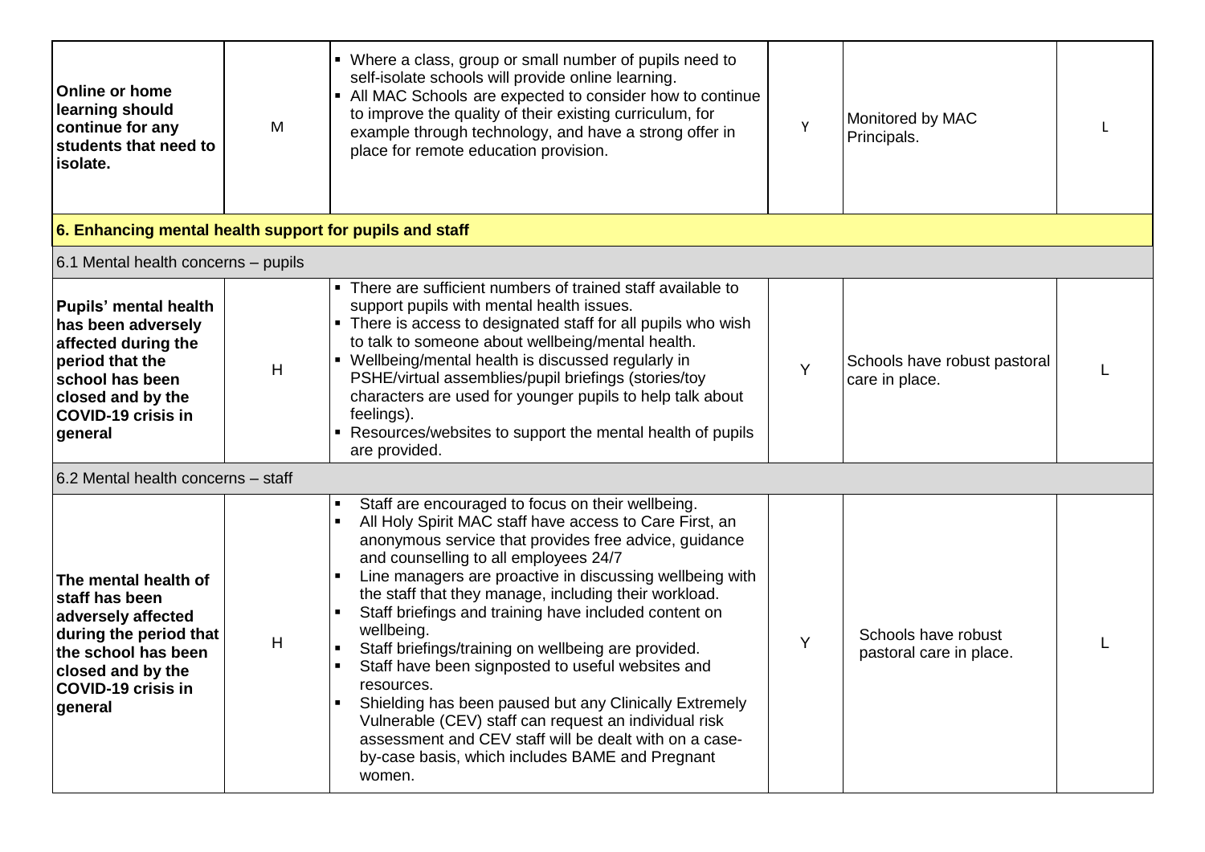| | | | | | |
|---|---|---|---|---|---|
| **Online or home learning should continue for any students that need to isolate.** | M | ▪ Where a class, group or small number of pupils need to self-isolate schools will provide online learning.<br>▪ All MAC Schools are expected to consider how to continue to improve the quality of their existing curriculum, for example through technology, and have a strong offer in place for remote education provision. | Y | Monitored by MAC Principals. | L |
| **6. Enhancing mental health support for pupils and staff** | | | | | |
| 6.1 Mental health concerns – pupils | | | | | |
| **Pupils' mental health has been adversely affected during the period that the school has been closed and by the COVID-19 crisis in general** | H | ▪ There are sufficient numbers of trained staff available to support pupils with mental health issues.<br>▪ There is access to designated staff for all pupils who wish to talk to someone about wellbeing/mental health.<br>▪ Wellbeing/mental health is discussed regularly in PSHE/virtual assemblies/pupil briefings (stories/toy characters are used for younger pupils to help talk about feelings).<br>▪ Resources/websites to support the mental health of pupils are provided. | Y | Schools have robust pastoral care in place. | L |
| 6.2 Mental health concerns – staff | | | | | |
| **The mental health of staff has been adversely affected during the period that the school has been closed and by the COVID-19 crisis in general** | H | ▪ Staff are encouraged to focus on their wellbeing.<br>▪ All Holy Spirit MAC staff have access to Care First, an anonymous service that provides free advice, guidance and counselling to all employees 24/7<br>▪ Line managers are proactive in discussing wellbeing with the staff that they manage, including their workload.<br>▪ Staff briefings and training have included content on wellbeing.<br>▪ Staff briefings/training on wellbeing are provided.<br>▪ Staff have been signposted to useful websites and resources.<br>▪ Shielding has been paused but any Clinically Extremely Vulnerable (CEV) staff can request an individual risk assessment and CEV staff will be dealt with on a case-by-case basis, which includes BAME and Pregnant women. | Y | Schools have robust pastoral care in place. | L |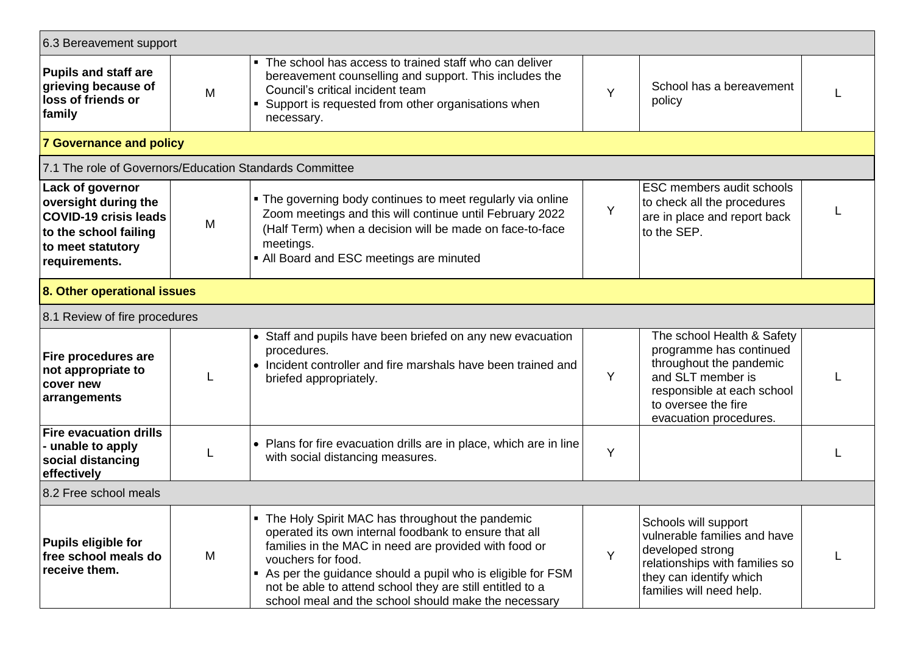| | | | | | |
|---|---|---|---|---|---|
| 6.3 Bereavement support | | | | | |
| **Pupils and staff are grieving because of loss of friends or family** | M | ▪ The school has access to trained staff who can deliver bereavement counselling and support. This includes the Council's critical incident team<br>▪ Support is requested from other organisations when necessary. | Y | School has a bereavement policy | L |
| **7 Governance and policy** | | | | | |
| 7.1 The role of Governors/Education Standards Committee | | | | | |
| **Lack of governor oversight during the COVID-19 crisis leads to the school failing to meet statutory requirements.** | M | ▪ The governing body continues to meet regularly via online Zoom meetings and this will continue until February 2022 (Half Term) when a decision will be made on face-to-face meetings.<br>▪ All Board and ESC meetings are minuted | Y | ESC members audit schools to check all the procedures are in place and report back to the SEP. | L |
| **8. Other operational issues** | | | | | |
| 8.1 Review of fire procedures | | | | | |
| **Fire procedures are not appropriate to cover new arrangements** | L | • Staff and pupils have been briefed on any new evacuation procedures.<br>• Incident controller and fire marshals have been trained and briefed appropriately. | Y | The school Health & Safety programme has continued throughout the pandemic and SLT member is responsible at each school to oversee the fire evacuation procedures. | L |
| **Fire evacuation drills - unable to apply social distancing effectively** | L | • Plans for fire evacuation drills are in place, which are in line with social distancing measures. | Y | | L |
| 8.2 Free school meals | | | | | |
| **Pupils eligible for free school meals do receive them.** | M | ▪ The Holy Spirit MAC has throughout the pandemic operated its own internal foodbank to ensure that all families in the MAC in need are provided with food or vouchers for food.<br>▪ As per the guidance should a pupil who is eligible for FSM not be able to attend school they are still entitled to a school meal and the school should make the necessary | Y | Schools will support vulnerable families and have developed strong relationships with families so they can identify which families will need help. | L |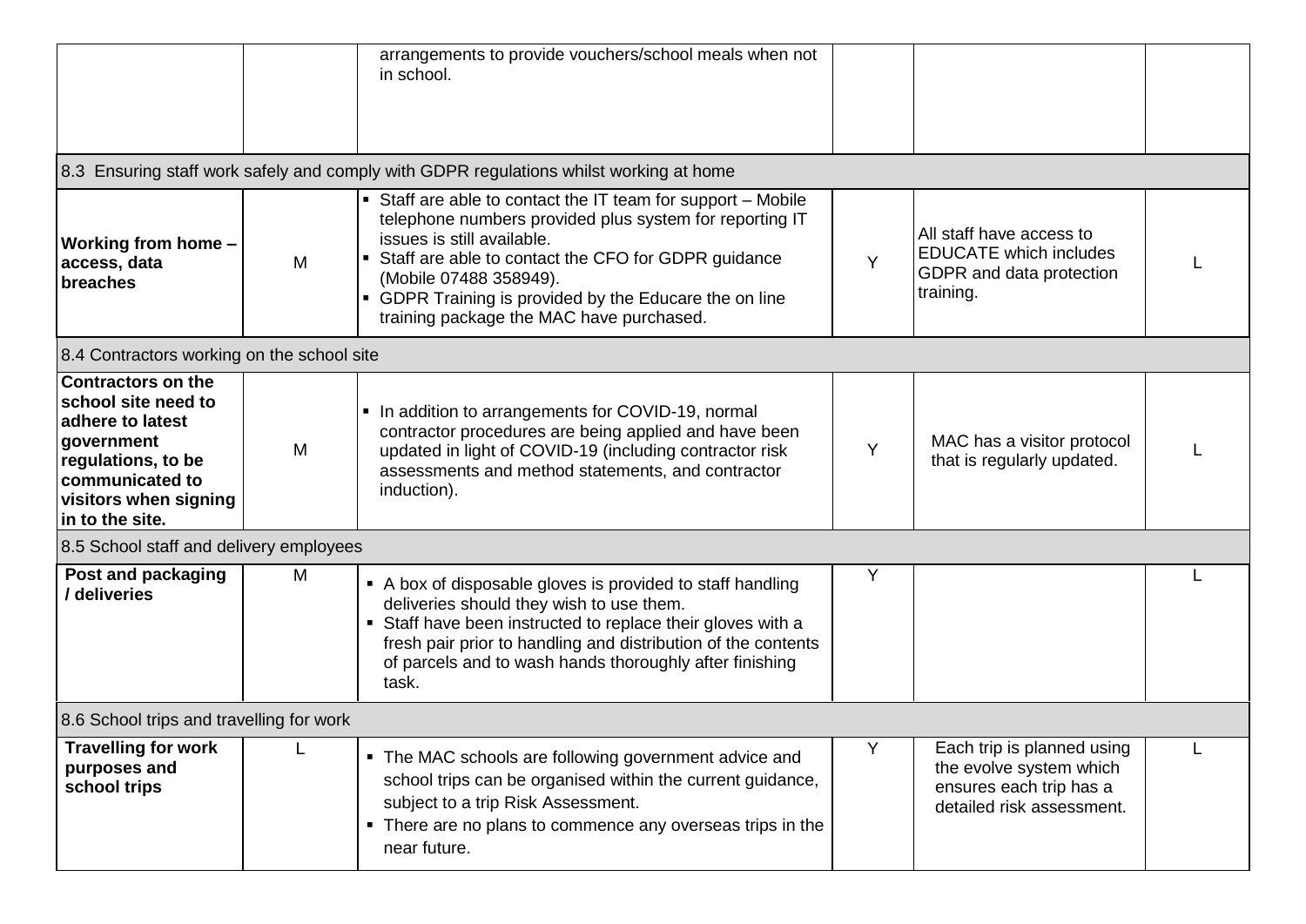| | | | | | |
|---|---|---|---|---|---|
| | | arrangements to provide vouchers/school meals when not in school. | | | |
| **8.3 Ensuring staff work safely and comply with GDPR regulations whilst working at home** | | | | | |
| **Working from home – access, data breaches** | M | ▪ Staff are able to contact the IT team for support – Mobile telephone numbers provided plus system for reporting IT issues is still available.<br>▪ Staff are able to contact the CFO for GDPR guidance (Mobile 07488 358949).<br>▪ GDPR Training is provided by the Educare the on line training package the MAC have purchased. | Y | All staff have access to EDUCATE which includes GDPR and data protection training. | L |
| **8.4 Contractors working on the school site** | | | | | |
| **Contractors on the school site need to adhere to latest government regulations, to be communicated to visitors when signing in to the site.** | M | ▪ In addition to arrangements for COVID-19, normal contractor procedures are being applied and have been updated in light of COVID-19 (including contractor risk assessments and method statements, and contractor induction). | Y | MAC has a visitor protocol that is regularly updated. | L |
| **8.5 School staff and delivery employees** | | | | | |
| **Post and packaging / deliveries** | M | ▪ A box of disposable gloves is provided to staff handling deliveries should they wish to use them.<br>▪ Staff have been instructed to replace their gloves with a fresh pair prior to handling and distribution of the contents of parcels and to wash hands thoroughly after finishing task. | Y | | L |
| **8.6 School trips and travelling for work** | | | | | |
| **Travelling for work purposes and school trips** | L | ▪ The MAC schools are following government advice and school trips can be organised within the current guidance, subject to a trip Risk Assessment.<br>▪ There are no plans to commence any overseas trips in the near future. | Y | Each trip is planned using the evolve system which ensures each trip has a detailed risk assessment. | L |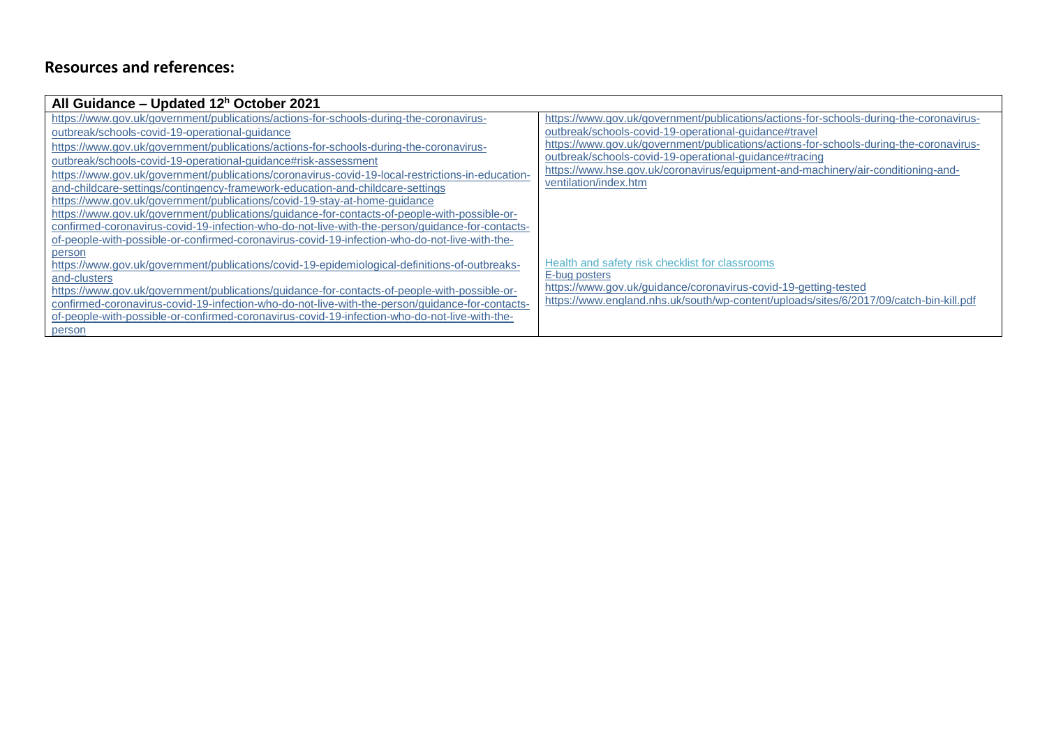## Resources and references:

| All Guidance – Updated 12h October 2021 | |
|---|---|
| https://www.gov.uk/government/publications/actions-for-schools-during-the-coronavirus-outbreak/schools-covid-19-operational-guidance<br>https://www.gov.uk/government/publications/actions-for-schools-during-the-coronavirus-outbreak/schools-covid-19-operational-guidance#risk-assessment<br>https://www.gov.uk/government/publications/coronavirus-covid-19-local-restrictions-in-education-and-childcare-settings/contingency-framework-education-and-childcare-settings<br>https://www.gov.uk/government/publications/covid-19-stay-at-home-guidance<br>https://www.gov.uk/government/publications/guidance-for-contacts-of-people-with-possible-or-confirmed-coronavirus-covid-19-infection-who-do-not-live-with-the-person/guidance-for-contacts-of-people-with-possible-or-confirmed-coronavirus-covid-19-infection-who-do-not-live-with-the-person<br>https://www.gov.uk/government/publications/covid-19-epidemiological-definitions-of-outbreaks-and-clusters<br>https://www.gov.uk/government/publications/guidance-for-contacts-of-people-with-possible-or-confirmed-coronavirus-covid-19-infection-who-do-not-live-with-the-person/guidance-for-contacts-of-people-with-possible-or-confirmed-coronavirus-covid-19-infection-who-do-not-live-with-the-person | https://www.gov.uk/government/publications/actions-for-schools-during-the-coronavirus-outbreak/schools-covid-19-operational-guidance#travel<br>https://www.gov.uk/government/publications/actions-for-schools-during-the-coronavirus-outbreak/schools-covid-19-operational-guidance#tracing<br>https://www.hse.gov.uk/coronavirus/equipment-and-machinery/air-conditioning-and-ventilation/index.htm<br><br>Health and safety risk checklist for classrooms<br>E-bug posters<br>https://www.gov.uk/guidance/coronavirus-covid-19-getting-tested<br>https://www.england.nhs.uk/south/wp-content/uploads/sites/6/2017/09/catch-bin-kill.pdf |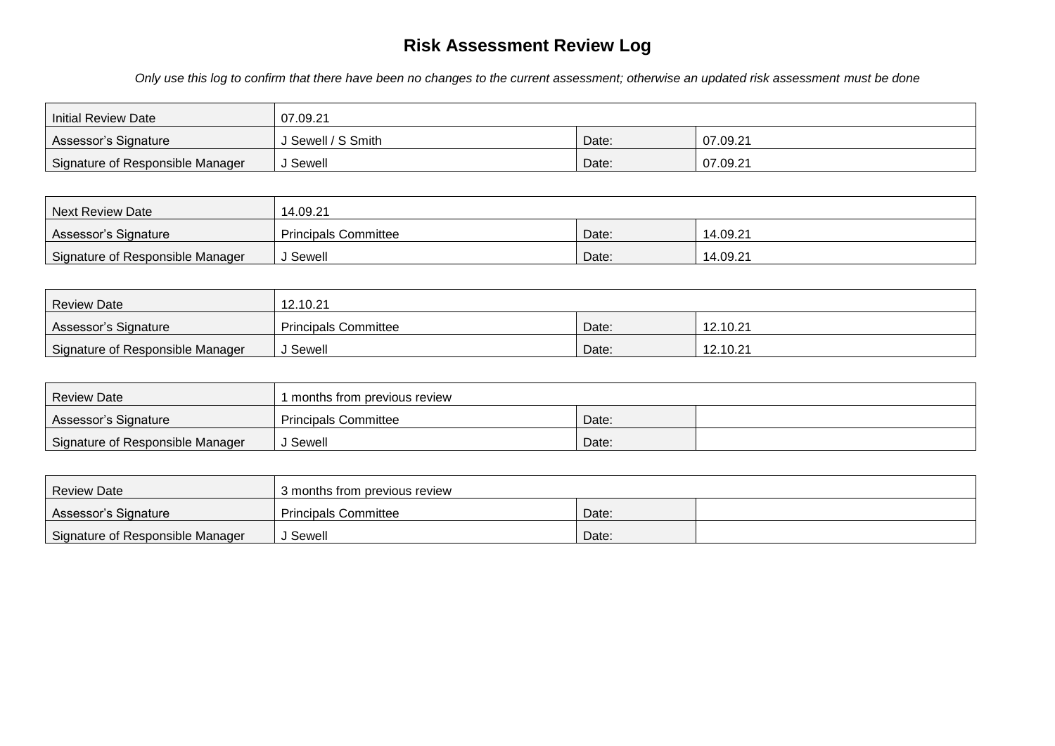# Risk Assessment Review Log

*Only use this log to confirm that there have been no changes to the current assessment; otherwise an updated risk assessment must be done*

| | | | |
|---|---|---|---|
| Initial Review Date | 07.09.21 | | |
| Assessor's Signature | J Sewell / S Smith | Date: | 07.09.21 |
| Signature of Responsible Manager | J Sewell | Date: | 07.09.21 |

| | | | |
|---|---|---|---|
| Next Review Date | 14.09.21 | | |
| Assessor's Signature | Principals Committee | Date: | 14.09.21 |
| Signature of Responsible Manager | J Sewell | Date: | 14.09.21 |

| | | | |
|---|---|---|---|
| Review Date | 12.10.21 | | |
| Assessor's Signature | Principals Committee | Date: | 12.10.21 |
| Signature of Responsible Manager | J Sewell | Date: | 12.10.21 |

| | | | |
|---|---|---|---|
| Review Date | 1 months from previous review | | |
| Assessor's Signature | Principals Committee | Date: | |
| Signature of Responsible Manager | J Sewell | Date: | |

| | | | |
|---|---|---|---|
| Review Date | 3 months from previous review | | |
| Assessor's Signature | Principals Committee | Date: | |
| Signature of Responsible Manager | J Sewell | Date: | |